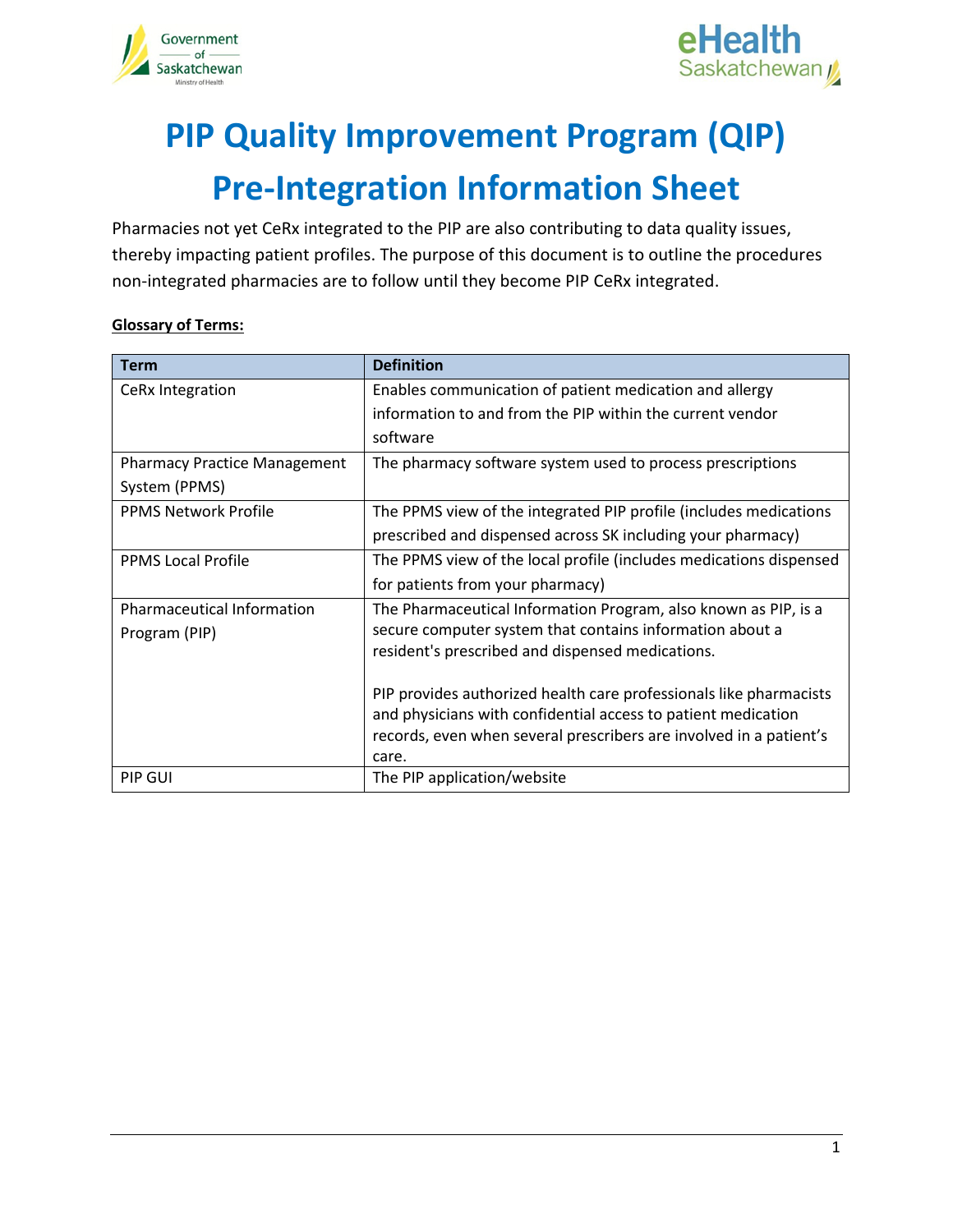# PIP Quality Improvement Program (QIP)

# Pre-Integration Information Sheet

Pharmacies not yet CeRx integrated to the PIP are also contributing to data quality issues, thereby impacting patient profiles. The purpose of this document is to outline the procedures non-integrated pharmacies are to follow until they become PIP CeRx integrated.

**Glossary of Terms:**

| Term | Definition |
| --- | --- |
| CeRx Integration | Enables communication of patient medication and allergy information to and from the PIP within the current vendor software |
| Pharmacy Practice Management System (PPMS) | The pharmacy software system used to process prescriptions |
| PPMS Network Profile | The PPMS view of the integrated PIP profile (includes medications prescribed and dispensed across SK including your pharmacy) |
| PPMS Local Profile | The PPMS view of the local profile (includes medications dispensed for patients from your pharmacy) |
| Pharmaceutical Information Program (PIP) | The Pharmaceutical Information Program, also known as PIP, is a secure computer system that contains information about a resident's prescribed and dispensed medications.<br><br>PIP provides authorized health care professionals like pharmacists and physicians with confidential access to patient medication records, even when several prescribers are involved in a patient's care. |
| PIP GUI | The PIP application/website |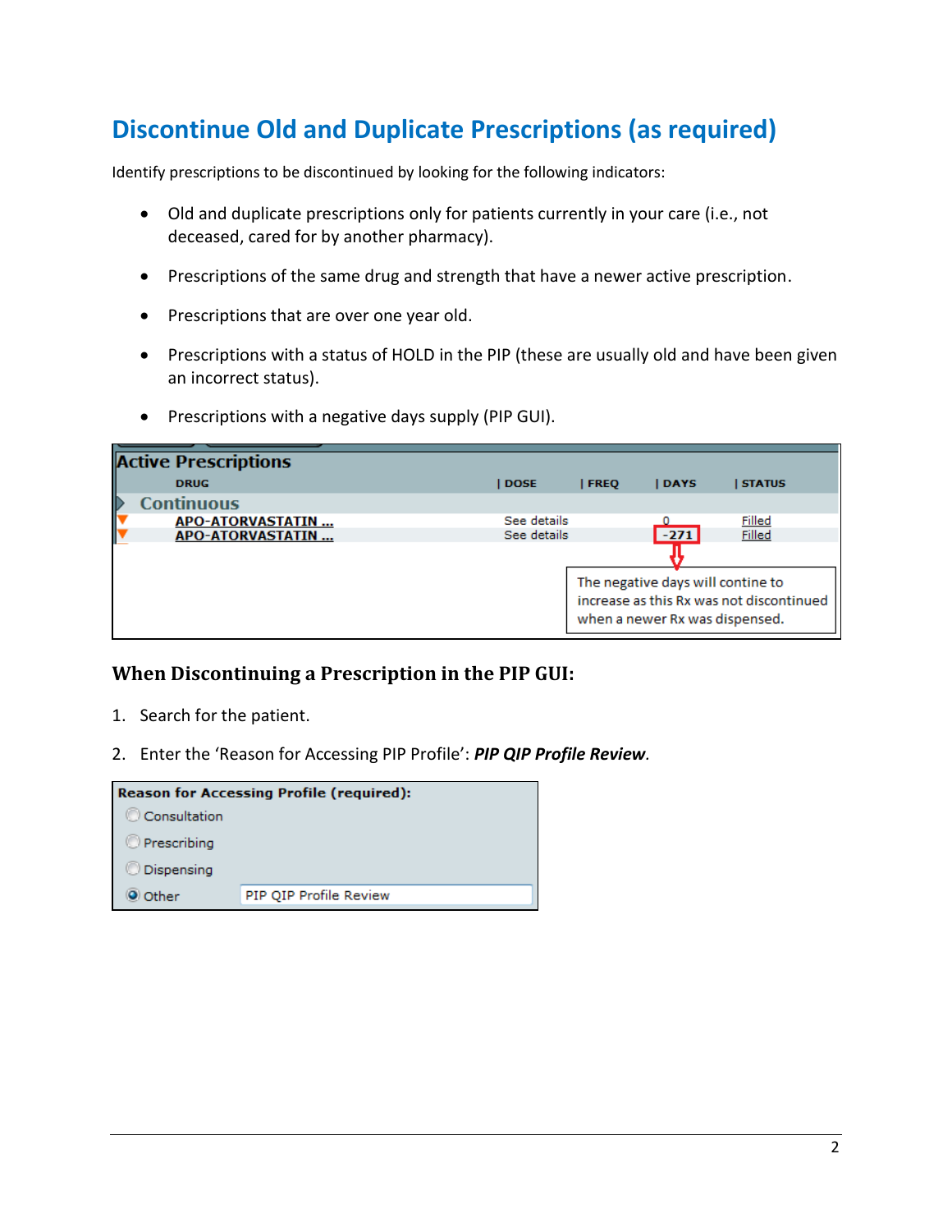# Discontinue Old and Duplicate Prescriptions (as required)

Identify prescriptions to be discontinued by looking for the following indicators:

- Old and duplicate prescriptions only for patients currently in your care (i.e., not deceased, cared for by another pharmacy).
- Prescriptions of the same drug and strength that have a newer active prescription.
- Prescriptions that are over one year old.
- Prescriptions with a status of HOLD in the PIP (these are usually old and have been given an incorrect status).
- Prescriptions with a negative days supply (PIP GUI).

**Active Prescriptions**

| DRUG | DOSE | FREQ | DAYS | STATUS |
|---|---|---|---|---|
| **Continuous** | | | | |
| APO-ATORVASTATIN ... | See details | | 0 | Filled |
| APO-ATORVASTATIN ... | See details | | -271 | Filled |

The negative days will contine to increase as this Rx was not discontinued when a newer Rx was dispensed.

### When Discontinuing a Prescription in the PIP GUI:

1. Search for the patient.
2. Enter the 'Reason for Accessing PIP Profile': ***PIP QIP Profile Review***.

**Reason for Accessing Profile (required):**

- ○ Consultation
- ○ Prescribing
- ○ Dispensing
- ● Other PIP QIP Profile Review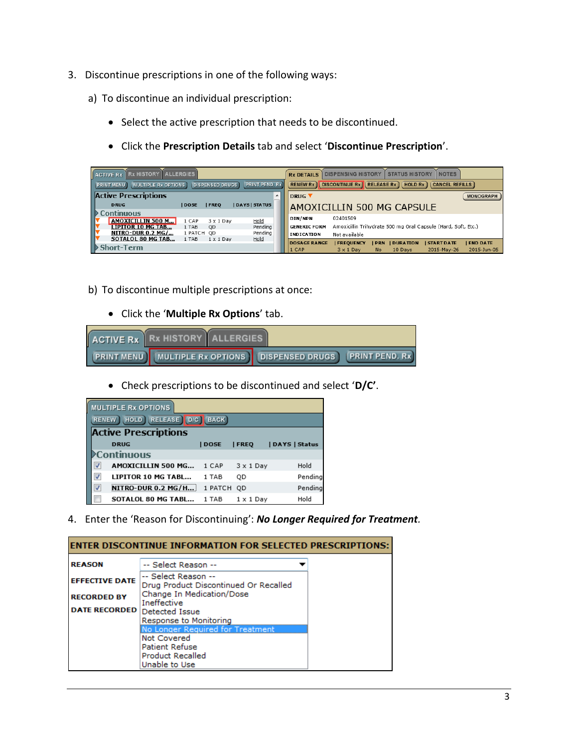3. Discontinue prescriptions in one of the following ways:

   a) To discontinue an individual prescription:

      - Select the active prescription that needs to be discontinued.
      - Click the **Prescription Details** tab and select '**Discontinue Prescription**'.

   b) To discontinue multiple prescriptions at once:

      - Click the '**Multiple Rx Options**' tab.
      - Check prescriptions to be discontinued and select '**D/C**'.

4. Enter the 'Reason for Discontinuing': ***No Longer Required for Treatment***.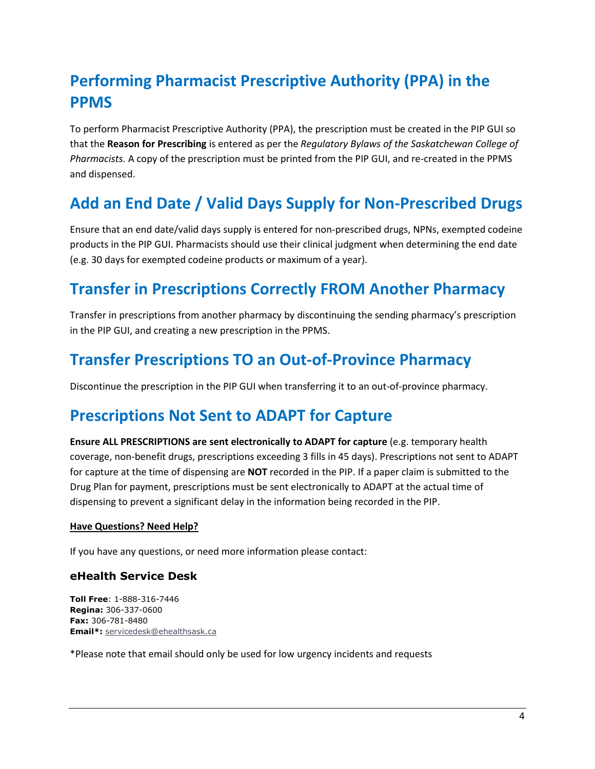## Performing Pharmacist Prescriptive Authority (PPA) in the PPMS

To perform Pharmacist Prescriptive Authority (PPA), the prescription must be created in the PIP GUI so that the **Reason for Prescribing** is entered as per the *Regulatory Bylaws of the Saskatchewan College of Pharmacists.* A copy of the prescription must be printed from the PIP GUI, and re-created in the PPMS and dispensed.

## Add an End Date / Valid Days Supply for Non-Prescribed Drugs

Ensure that an end date/valid days supply is entered for non-prescribed drugs, NPNs, exempted codeine products in the PIP GUI. Pharmacists should use their clinical judgment when determining the end date (e.g. 30 days for exempted codeine products or maximum of a year).

## Transfer in Prescriptions Correctly FROM Another Pharmacy

Transfer in prescriptions from another pharmacy by discontinuing the sending pharmacy's prescription in the PIP GUI, and creating a new prescription in the PPMS.

## Transfer Prescriptions TO an Out-of-Province Pharmacy

Discontinue the prescription in the PIP GUI when transferring it to an out-of-province pharmacy.

## Prescriptions Not Sent to ADAPT for Capture

**Ensure ALL PRESCRIPTIONS are sent electronically to ADAPT for capture** (e.g. temporary health coverage, non-benefit drugs, prescriptions exceeding 3 fills in 45 days). Prescriptions not sent to ADAPT for capture at the time of dispensing are **NOT** recorded in the PIP. If a paper claim is submitted to the Drug Plan for payment, prescriptions must be sent electronically to ADAPT at the actual time of dispensing to prevent a significant delay in the information being recorded in the PIP.

**Have Questions? Need Help?**

If you have any questions, or need more information please contact:

### eHealth Service Desk

**Toll Free**: 1-888-316-7446
**Regina:** 306-337-0600
**Fax:** 306-781-8480
**Email*:** servicedesk@ehealthsask.ca

*Please note that email should only be used for low urgency incidents and requests